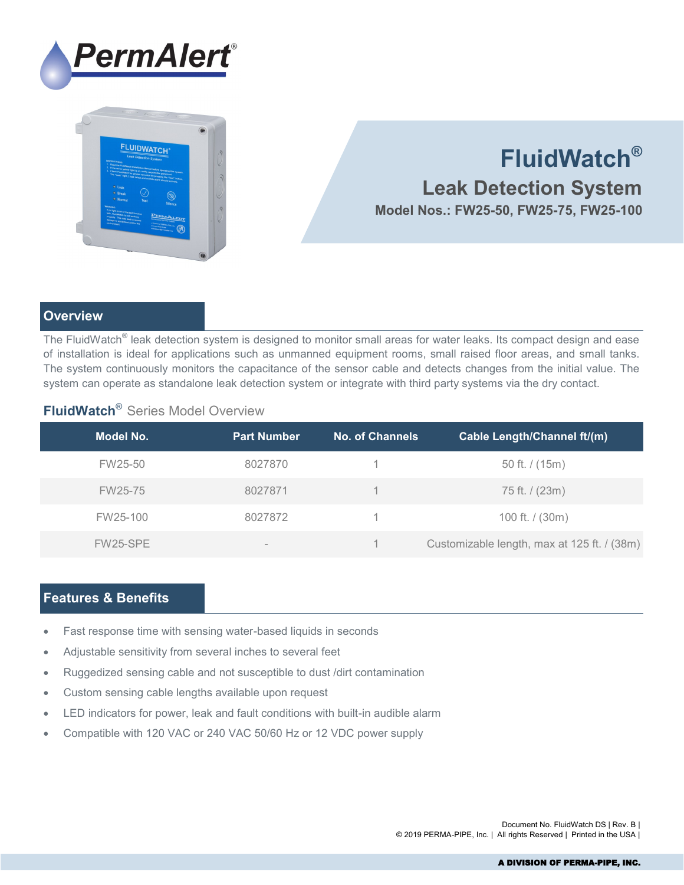# PermAlert®

# FluidWatch®

## Leak Detection System

**Model Nos.: FW25-50, FW25-75, FW25-100**

## Overview

The FluidWatch® leak detection system is designed to monitor small areas for water leaks. Its compact design and ease of installation is ideal for applications such as unmanned equipment rooms, small raised floor areas, and small tanks. The system continuously monitors the capacitance of the sensor cable and detects changes from the initial value. The system can operate as standalone leak detection system or integrate with third party systems via the dry contact.

### **FluidWatch®** Series Model Overview

| Model No. | Part Number | No. of Channels | Cable Length/Channel ft/(m) |
|---|---|---|---|
| FW25-50 | 8027870 | 1 | 50 ft. / (15m) |
| FW25-75 | 8027871 | 1 | 75 ft. / (23m) |
| FW25-100 | 8027872 | 1 | 100 ft. / (30m) |
| FW25-SPE | - | 1 | Customizable length, max at 125 ft. / (38m) |

## Features & Benefits

- Fast response time with sensing water-based liquids in seconds
- Adjustable sensitivity from several inches to several feet
- Ruggedized sensing cable and not susceptible to dust /dirt contamination
- Custom sensing cable lengths available upon request
- LED indicators for power, leak and fault conditions with built-in audible alarm
- Compatible with 120 VAC or 240 VAC 50/60 Hz or 12 VDC power supply

Document No. FluidWatch DS | Rev. B |
© 2019 PERMA-PIPE, Inc. | All rights Reserved | Printed in the USA |

**A DIVISION OF PERMA-PIPE, INC.**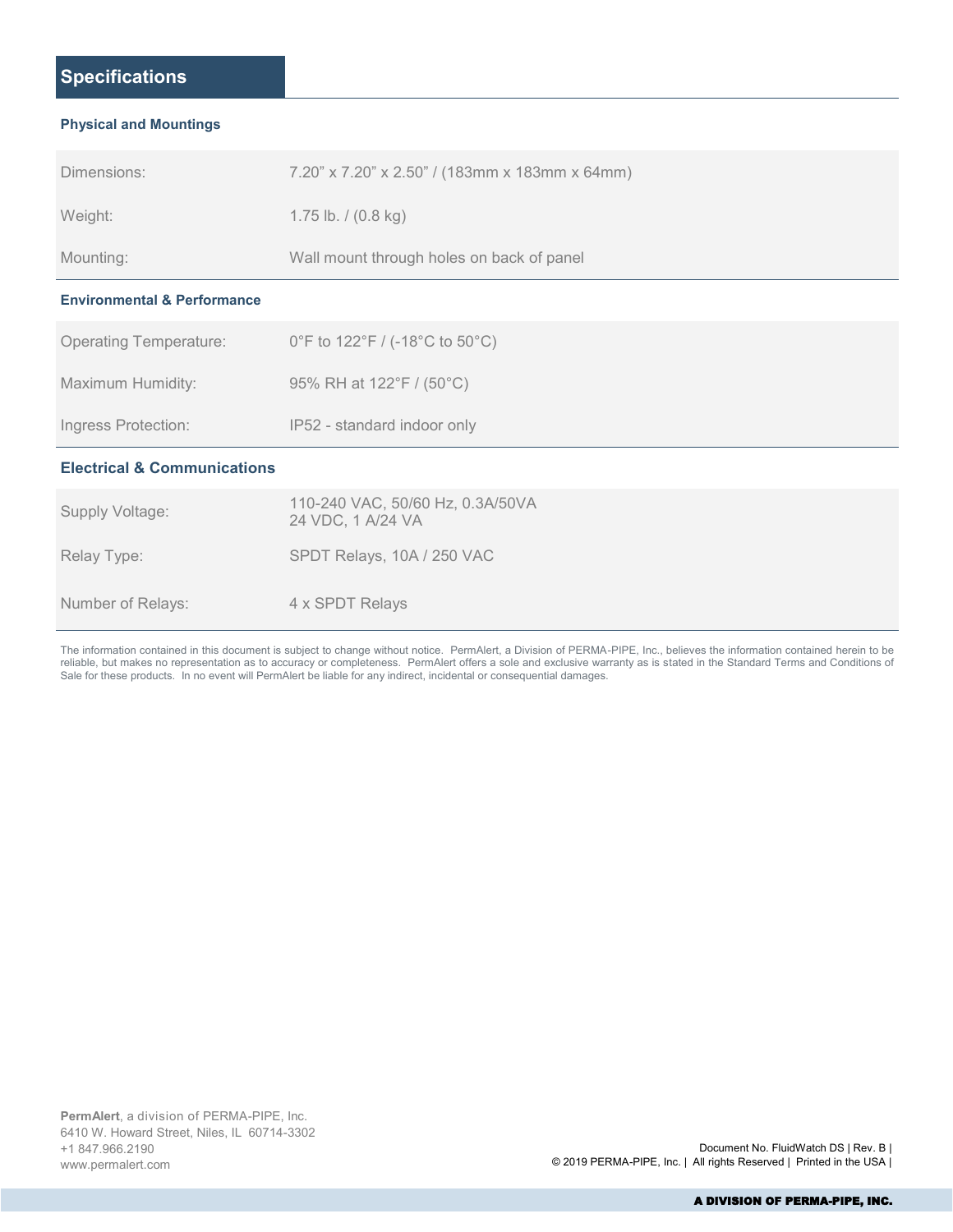## Specifications

### Physical and Mountings

| | |
|---|---|
| Dimensions: | 7.20” x 7.20” x 2.50” / (183mm x 183mm x 64mm) |
| Weight: | 1.75 lb. / (0.8 kg) |
| Mounting: | Wall mount through holes on back of panel |

### Environmental & Performance

| | |
|---|---|
| Operating Temperature: | 0°F to 122°F / (-18°C to 50°C) |
| Maximum Humidity: | 95% RH at 122°F / (50°C) |
| Ingress Protection: | IP52 - standard indoor only |

### Electrical & Communications

| | |
|---|---|
| Supply Voltage: | 110-240 VAC, 50/60 Hz, 0.3A/50VA<br>24 VDC, 1 A/24 VA |
| Relay Type: | SPDT Relays, 10A / 250 VAC |
| Number of Relays: | 4 x SPDT Relays |

The information contained in this document is subject to change without notice. PermAlert, a Division of PERMA-PIPE, Inc., believes the information contained herein to be reliable, but makes no representation as to accuracy or completeness. PermAlert offers a sole and exclusive warranty as is stated in the Standard Terms and Conditions of Sale for these products. In no event will PermAlert be liable for any indirect, incidental or consequential damages.

**PermAlert**, a division of PERMA-PIPE, Inc.
6410 W. Howard Street, Niles, IL 60714-3302
+1 847.966.2190
www.permalert.com

Document No. FluidWatch DS | Rev. B |
© 2019 PERMA-PIPE, Inc. | All rights Reserved | Printed in the USA |

**A DIVISION OF PERMA-PIPE, INC.**